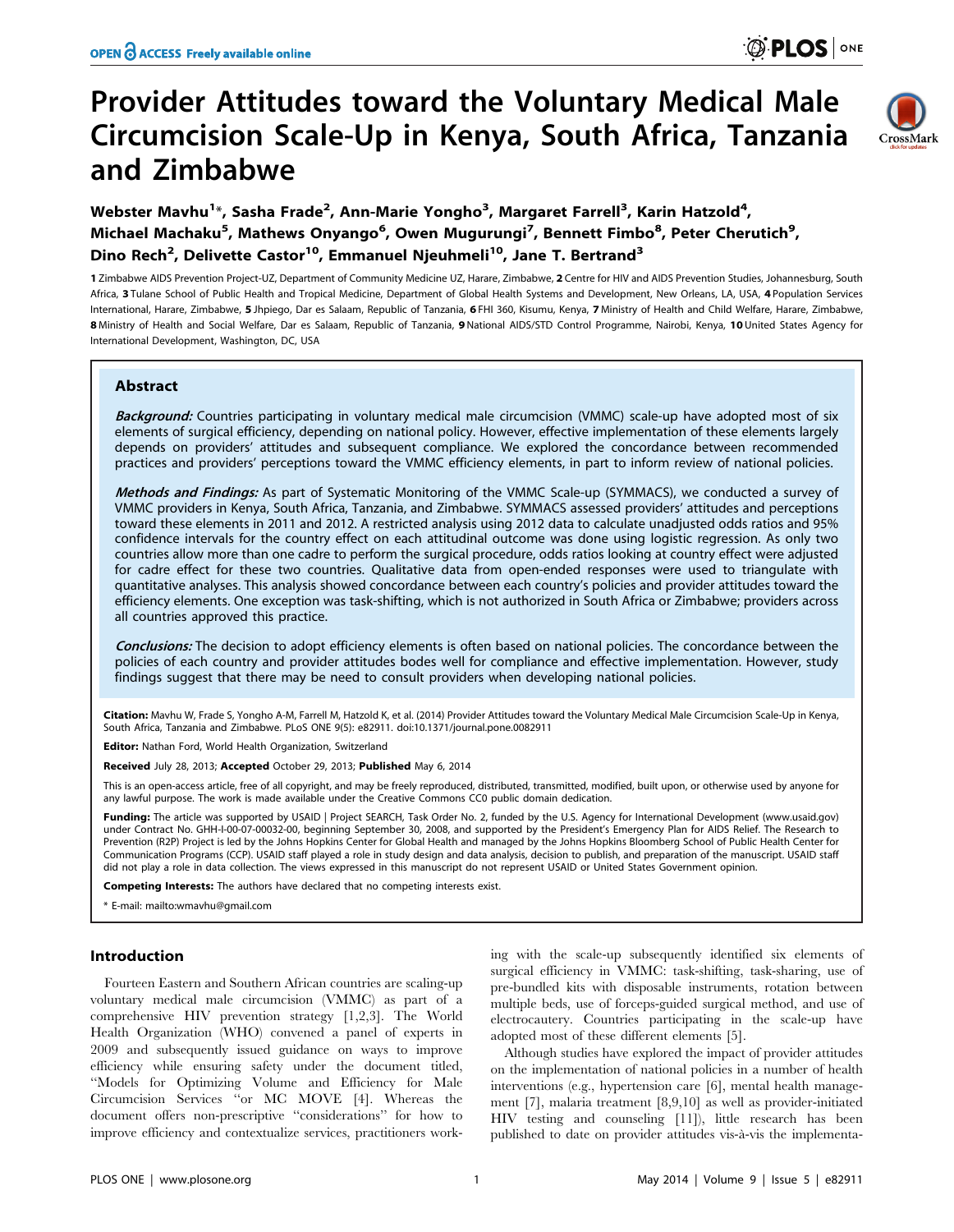# Provider Attitudes toward the Voluntary Medical Male Circumcision Scale-Up in Kenya, South Africa, Tanzania and Zimbabwe

**Webster Mavhu[1]\*, Sasha Frade[2], Ann-Marie Yongho[3], Margaret Farrell[3], Karin Hatzold[4], Michael Machaku[5], Mathews Onyango[6], Owen Mugurungi[7], Bennett Fimbo[8], Peter Cherutich[9], Dino Rech[2], Delivette Castor[10], Emmanuel Njeuhmeli[10], Jane T. Bertrand[3]**

1 Zimbabwe AIDS Prevention Project-UZ, Department of Community Medicine UZ, Harare, Zimbabwe, 2 Centre for HIV and AIDS Prevention Studies, Johannesburg, South Africa, 3 Tulane School of Public Health and Tropical Medicine, Department of Global Health Systems and Development, New Orleans, LA, USA, 4 Population Services International, Harare, Zimbabwe, 5 Jhpiego, Dar es Salaam, Republic of Tanzania, 6 FHI 360, Kisumu, Kenya, 7 Ministry of Health and Child Welfare, Harare, Zimbabwe, 8 Ministry of Health and Social Welfare, Dar es Salaam, Republic of Tanzania, 9 National AIDS/STD Control Programme, Nairobi, Kenya, 10 United States Agency for International Development, Washington, DC, USA

## Abstract

***Background:*** Countries participating in voluntary medical male circumcision (VMMC) scale-up have adopted most of six elements of surgical efficiency, depending on national policy. However, effective implementation of these elements largely depends on providers' attitudes and subsequent compliance. We explored the concordance between recommended practices and providers' perceptions toward the VMMC efficiency elements, in part to inform review of national policies.

***Methods and Findings:*** As part of Systematic Monitoring of the VMMC Scale-up (SYMMACS), we conducted a survey of VMMC providers in Kenya, South Africa, Tanzania, and Zimbabwe. SYMMACS assessed providers' attitudes and perceptions toward these elements in 2011 and 2012. A restricted analysis using 2012 data to calculate unadjusted odds ratios and 95% confidence intervals for the country effect on each attitudinal outcome was done using logistic regression. As only two countries allow more than one cadre to perform the surgical procedure, odds ratios looking at country effect were adjusted for cadre effect for these two countries. Qualitative data from open-ended responses were used to triangulate with quantitative analyses. This analysis showed concordance between each country's policies and provider attitudes toward the efficiency elements. One exception was task-shifting, which is not authorized in South Africa or Zimbabwe; providers across all countries approved this practice.

***Conclusions:*** The decision to adopt efficiency elements is often based on national policies. The concordance between the policies of each country and provider attitudes bodes well for compliance and effective implementation. However, study findings suggest that there may be need to consult providers when developing national policies.

**Citation:** Mavhu W, Frade S, Yongho A-M, Farrell M, Hatzold K, et al. (2014) Provider Attitudes toward the Voluntary Medical Male Circumcision Scale-Up in Kenya, South Africa, Tanzania and Zimbabwe. PLoS ONE 9(5): e82911. doi:10.1371/journal.pone.0082911

**Editor:** Nathan Ford, World Health Organization, Switzerland

**Received** July 28, 2013; **Accepted** October 29, 2013; **Published** May 6, 2014

This is an open-access article, free of all copyright, and may be freely reproduced, distributed, transmitted, modified, built upon, or otherwise used by anyone for any lawful purpose. The work is made available under the Creative Commons CC0 public domain dedication.

**Funding:** The article was supported by USAID | Project SEARCH, Task Order No. 2, funded by the U.S. Agency for International Development (www.usaid.gov) under Contract No. GHH-I-00-07-00032-00, beginning September 30, 2008, and supported by the President's Emergency Plan for AIDS Relief. The Research to Prevention (R2P) Project is led by the Johns Hopkins Center for Global Health and managed by the Johns Hopkins Bloomberg School of Public Health Center for Communication Programs (CCP). USAID staff played a role in study design and data analysis, decision to publish, and preparation of the manuscript. USAID staff did not play a role in data collection. The views expressed in this manuscript do not represent USAID or United States Government opinion.

**Competing Interests:** The authors have declared that no competing interests exist.

\* E-mail: mailto:wmavhu@gmail.com

## Introduction

Fourteen Eastern and Southern African countries are scaling-up voluntary medical male circumcision (VMMC) as part of a comprehensive HIV prevention strategy [1,2,3]. The World Health Organization (WHO) convened a panel of experts in 2009 and subsequently issued guidance on ways to improve efficiency while ensuring safety under the document titled, "Models for Optimizing Volume and Efficiency for Male Circumcision Services "or MC MOVE [4]. Whereas the document offers non-prescriptive "considerations" for how to improve efficiency and contextualize services, practitioners working with the scale-up subsequently identified six elements of surgical efficiency in VMMC: task-shifting, task-sharing, use of pre-bundled kits with disposable instruments, rotation between multiple beds, use of forceps-guided surgical method, and use of electrocautery. Countries participating in the scale-up have adopted most of these different elements [5].

Although studies have explored the impact of provider attitudes on the implementation of national policies in a number of health interventions (e.g., hypertension care [6], mental health management [7], malaria treatment [8,9,10] as well as provider-initiated HIV testing and counseling [11]), little research has been published to date on provider attitudes vis-à-vis the implementa-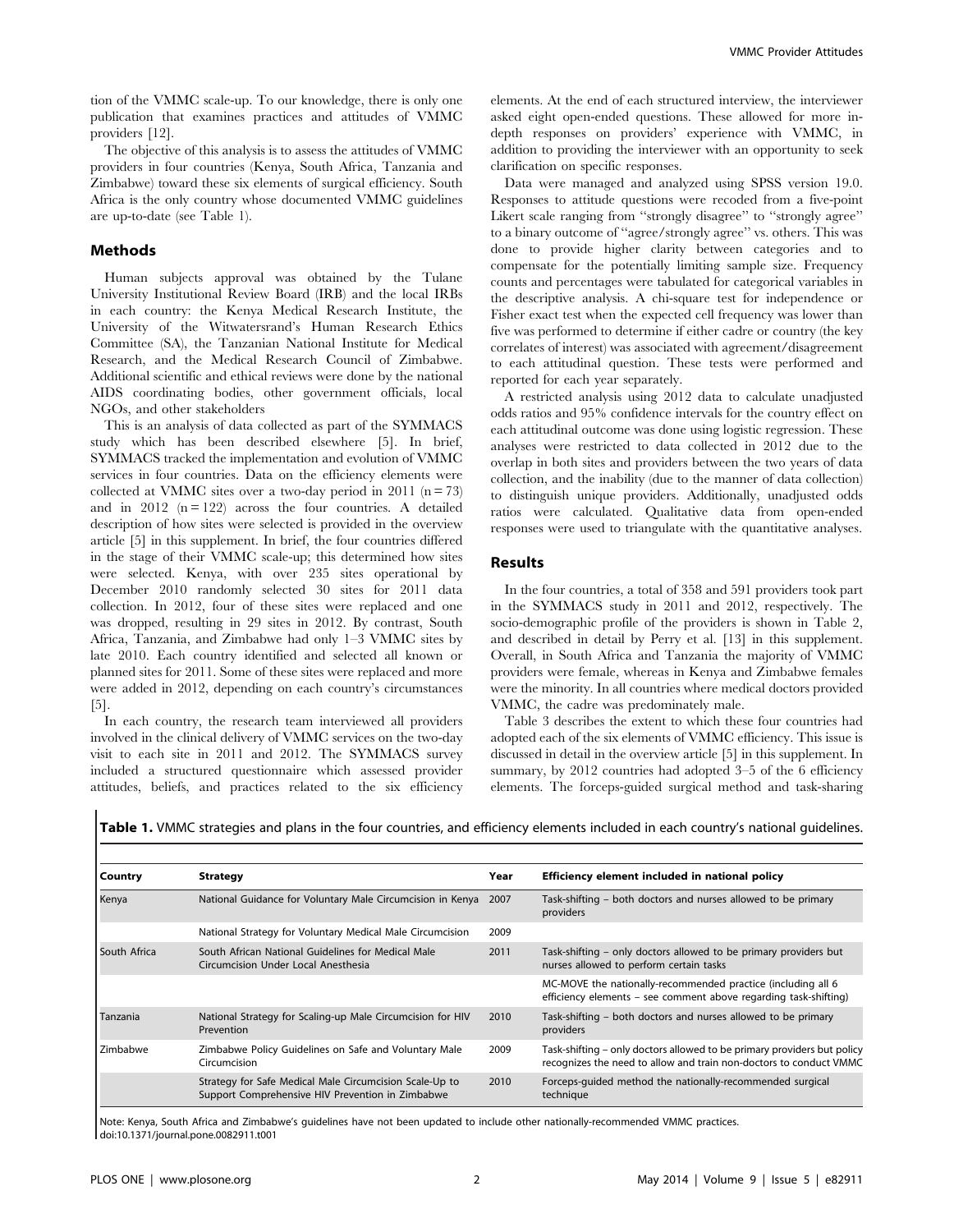tion of the VMMC scale-up. To our knowledge, there is only one publication that examines practices and attitudes of VMMC providers [12].

The objective of this analysis is to assess the attitudes of VMMC providers in four countries (Kenya, South Africa, Tanzania and Zimbabwe) toward these six elements of surgical efficiency. South Africa is the only country whose documented VMMC guidelines are up-to-date (see Table 1).

## Methods

Human subjects approval was obtained by the Tulane University Institutional Review Board (IRB) and the local IRBs in each country: the Kenya Medical Research Institute, the University of the Witwatersrand's Human Research Ethics Committee (SA), the Tanzanian National Institute for Medical Research, and the Medical Research Council of Zimbabwe. Additional scientific and ethical reviews were done by the national AIDS coordinating bodies, other government officials, local NGOs, and other stakeholders

This is an analysis of data collected as part of the SYMMACS study which has been described elsewhere [5]. In brief, SYMMACS tracked the implementation and evolution of VMMC services in four countries. Data on the efficiency elements were collected at VMMC sites over a two-day period in 2011 (n = 73) and in 2012 (n = 122) across the four countries. A detailed description of how sites were selected is provided in the overview article [5] in this supplement. In brief, the four countries differed in the stage of their VMMC scale-up; this determined how sites were selected. Kenya, with over 235 sites operational by December 2010 randomly selected 30 sites for 2011 data collection. In 2012, four of these sites were replaced and one was dropped, resulting in 29 sites in 2012. By contrast, South Africa, Tanzania, and Zimbabwe had only 1–3 VMMC sites by late 2010. Each country identified and selected all known or planned sites for 2011. Some of these sites were replaced and more were added in 2012, depending on each country's circumstances [5].

In each country, the research team interviewed all providers involved in the clinical delivery of VMMC services on the two-day visit to each site in 2011 and 2012. The SYMMACS survey included a structured questionnaire which assessed provider attitudes, beliefs, and practices related to the six efficiency elements. At the end of each structured interview, the interviewer asked eight open-ended questions. These allowed for more in-depth responses on providers' experience with VMMC, in addition to providing the interviewer with an opportunity to seek clarification on specific responses.

Data were managed and analyzed using SPSS version 19.0. Responses to attitude questions were recoded from a five-point Likert scale ranging from "strongly disagree" to "strongly agree" to a binary outcome of "agree/strongly agree" vs. others. This was done to provide higher clarity between categories and to compensate for the potentially limiting sample size. Frequency counts and percentages were tabulated for categorical variables in the descriptive analysis. A chi-square test for independence or Fisher exact test when the expected cell frequency was lower than five was performed to determine if either cadre or country (the key correlates of interest) was associated with agreement/disagreement to each attitudinal question. These tests were performed and reported for each year separately.

A restricted analysis using 2012 data to calculate unadjusted odds ratios and 95% confidence intervals for the country effect on each attitudinal outcome was done using logistic regression. These analyses were restricted to data collected in 2012 due to the overlap in both sites and providers between the two years of data collection, and the inability (due to the manner of data collection) to distinguish unique providers. Additionally, unadjusted odds ratios were calculated. Qualitative data from open-ended responses were used to triangulate with the quantitative analyses.

## Results

In the four countries, a total of 358 and 591 providers took part in the SYMMACS study in 2011 and 2012, respectively. The socio-demographic profile of the providers is shown in Table 2, and described in detail by Perry et al. [13] in this supplement. Overall, in South Africa and Tanzania the majority of VMMC providers were female, whereas in Kenya and Zimbabwe females were the minority. In all countries where medical doctors provided VMMC, the cadre was predominately male.

Table 3 describes the extent to which these four countries had adopted each of the six elements of VMMC efficiency. This issue is discussed in detail in the overview article [5] in this supplement. In summary, by 2012 countries had adopted 3–5 of the 6 efficiency elements. The forceps-guided surgical method and task-sharing

**Table 1.** VMMC strategies and plans in the four countries, and efficiency elements included in each country's national guidelines.

| Country | Strategy | Year | Efficiency element included in national policy |
|---|---|---|---|
| Kenya | National Guidance for Voluntary Male Circumcision in Kenya | 2007 | Task-shifting – both doctors and nurses allowed to be primary providers |
| | National Strategy for Voluntary Medical Male Circumcision | 2009 | |
| South Africa | South African National Guidelines for Medical Male Circumcision Under Local Anesthesia | 2011 | Task-shifting – only doctors allowed to be primary providers but nurses allowed to perform certain tasks |
| | | | MC-MOVE the nationally-recommended practice (including all 6 efficiency elements – see comment above regarding task-shifting) |
| Tanzania | National Strategy for Scaling-up Male Circumcision for HIV Prevention | 2010 | Task-shifting – both doctors and nurses allowed to be primary providers |
| Zimbabwe | Zimbabwe Policy Guidelines on Safe and Voluntary Male Circumcision | 2009 | Task-shifting – only doctors allowed to be primary providers but policy recognizes the need to allow and train non-doctors to conduct VMMC |
| | Strategy for Safe Medical Male Circumcision Scale-Up to Support Comprehensive HIV Prevention in Zimbabwe | 2010 | Forceps-guided method the nationally-recommended surgical technique |

Note: Kenya, South Africa and Zimbabwe's guidelines have not been updated to include other nationally-recommended VMMC practices.
doi:10.1371/journal.pone.0082911.t001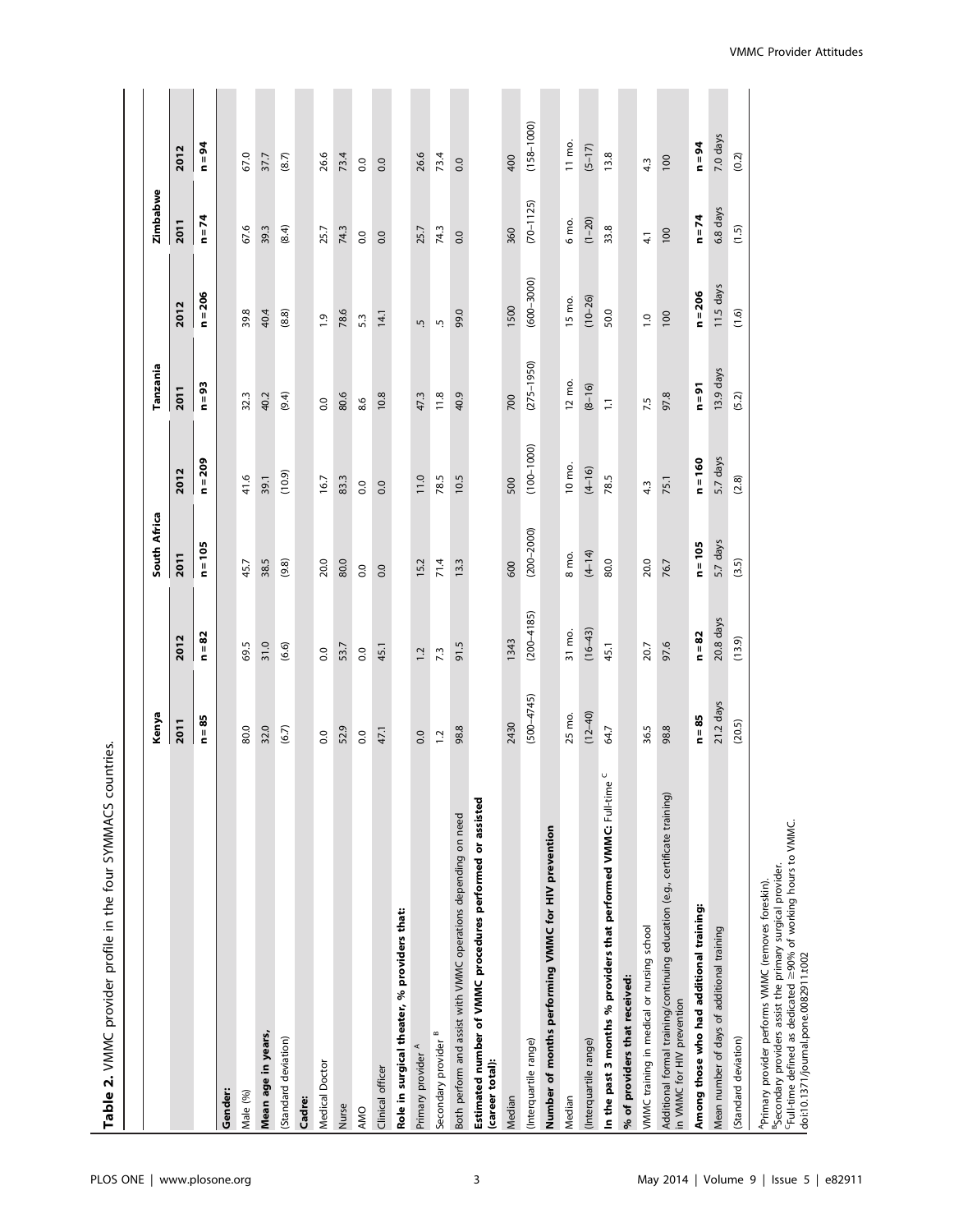**Table 2.** VMMC provider profile in the four SYMMACS countries.

| | Kenya | | South Africa | | Tanzania | | Zimbabwe | |
|---|---|---|---|---|---|---|---|---|
| | 2011 | 2012 | 2011 | 2012 | 2011 | 2012 | 2011 | 2012 |
| | n = 85 | n = 82 | n = 105 | n = 209 | n = 93 | n = 206 | n = 74 | n = 94 |
| **Gender:** | | | | | | | | |
| Male (%) | 80.0 | 69.5 | 45.7 | 41.6 | 32.3 | 39.8 | 67.6 | 67.0 |
| **Mean age in years,** | 32.0 | 31.0 | 38.5 | 39.1 | 40.2 | 40.4 | 39.3 | 37.7 |
| (Standard deviation) | (6.7) | (6.6) | (9.8) | (10.9) | (9.4) | (8.8) | (8.4) | (8.7) |
| **Cadre:** | | | | | | | | |
| Medical Doctor | 0.0 | 0.0 | 20.0 | 16.7 | 0.0 | 1.9 | 25.7 | 26.6 |
| Nurse | 52.9 | 53.7 | 80.0 | 83.3 | 80.6 | 78.6 | 74.3 | 73.4 |
| AMO | 0.0 | 0.0 | 0.0 | 0.0 | 8.6 | 5.3 | 0.0 | 0.0 |
| Clinical officer | 47.1 | 45.1 | 0.0 | 0.0 | 10.8 | 14.1 | 0.0 | 0.0 |
| **Role in surgical theater, % providers that:** | | | | | | | | |
| Primary provider [A] | 0.0 | 1.2 | 15.2 | 11.0 | 47.3 | .5 | 25.7 | 26.6 |
| Secondary provider [B] | 1.2 | 7.3 | 71.4 | 78.5 | 11.8 | .5 | 74.3 | 73.4 |
| Both perform and assist with VMMC operations depending on need | 98.8 | 91.5 | 13.3 | 10.5 | 40.9 | 99.0 | 0.0 | 0.0 |
| **Estimated number of VMMC procedures performed or assisted (career total):** | | | | | | | | |
| Median | 2430 | 1343 | 600 | 500 | 700 | 1500 | 360 | 400 |
| (Interquartile range) | (500–4745) | (200–4185) | (200–2000) | (100–1000) | (275–1950) | (600–3000) | (70–1125) | (158–1000) |
| **Number of months performing VMMC for HIV prevention** | | | | | | | | |
| Median | 25 mo. | 31 mo. | 8 mo. | 10 mo. | 12 mo. | 15 mo. | 6 mo. | 11 mo. |
| (Interquartile range) | (12–40) | (16–43) | (4–14) | (4–16) | (8–16) | (10–26) | (1–20) | (5–17) |
| **In the past 3 months % providers that performed VMMC:** Full-time [C] | 64.7 | 45.1 | 80.0 | 78.5 | 1.1 | 50.0 | 33.8 | 13.8 |
| **% of providers that received:** | | | | | | | | |
| VMMC training in medical or nursing school | 36.5 | 20.7 | 20.0 | 4.3 | 7.5 | 1.0 | 4.1 | 4.3 |
| Additional formal training/continuing education (e.g., certificate training) in VMMC for HIV prevention | 98.8 | 97.6 | 76.7 | 75.1 | 97.8 | 100 | 100 | 100 |
| **Among those who had additional training:** | n = 85 | n = 82 | n = 105 | n = 160 | n = 91 | n = 206 | n = 74 | n = 94 |
| Mean number of days of additional training | 21.2 days | 20.8 days | 5.7 days | 5.7 days | 13.9 days | 11.5 days | 6.8 days | 7.0 days |
| (Standard deviation) | (20.5) | (13.9) | (3.5) | (2.8) | (5.2) | (1.6) | (1.5) | (0.2) |

[A]Primary provider performs VMMC (removes foreskin).
[B]Secondary providers assist the primary surgical provider.
[C]Full-time defined as dedicated ≥90% of working hours to VMMC.
doi:10.1371/journal.pone.0082911.t002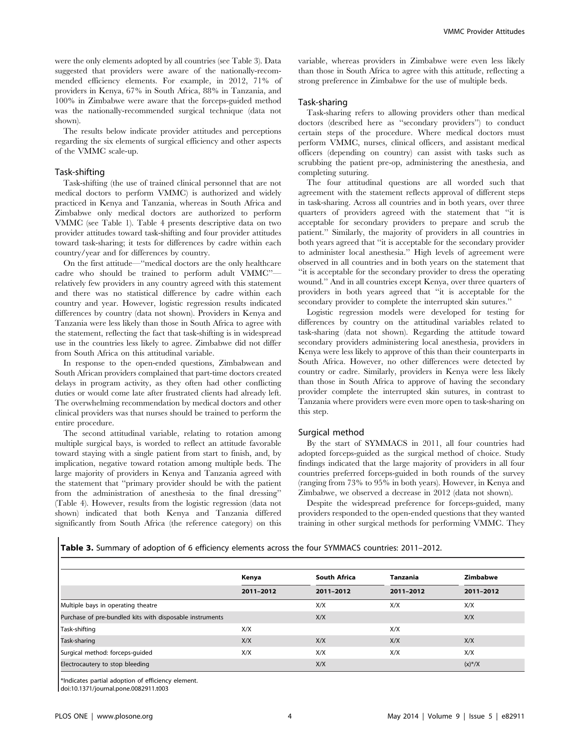were the only elements adopted by all countries (see Table 3). Data suggested that providers were aware of the nationally-recommended efficiency elements. For example, in 2012, 71% of providers in Kenya, 67% in South Africa, 88% in Tanzania, and 100% in Zimbabwe were aware that the forceps-guided method was the nationally-recommended surgical technique (data not shown).

The results below indicate provider attitudes and perceptions regarding the six elements of surgical efficiency and other aspects of the VMMC scale-up.

### Task-shifting

Task-shifting (the use of trained clinical personnel that are not medical doctors to perform VMMC) is authorized and widely practiced in Kenya and Tanzania, whereas in South Africa and Zimbabwe only medical doctors are authorized to perform VMMC (see Table 1). Table 4 presents descriptive data on two provider attitudes toward task-shifting and four provider attitudes toward task-sharing; it tests for differences by cadre within each country/year and for differences by country.

On the first attitude—"medical doctors are the only healthcare cadre who should be trained to perform adult VMMC"—relatively few providers in any country agreed with this statement and there was no statistical difference by cadre within each country and year. However, logistic regression results indicated differences by country (data not shown). Providers in Kenya and Tanzania were less likely than those in South Africa to agree with the statement, reflecting the fact that task-shifting is in widespread use in the countries less likely to agree. Zimbabwe did not differ from South Africa on this attitudinal variable.

In response to the open-ended questions, Zimbabwean and South African providers complained that part-time doctors created delays in program activity, as they often had other conflicting duties or would come late after frustrated clients had already left. The overwhelming recommendation by medical doctors and other clinical providers was that nurses should be trained to perform the entire procedure.

The second attitudinal variable, relating to rotation among multiple surgical bays, is worded to reflect an attitude favorable toward staying with a single patient from start to finish, and, by implication, negative toward rotation among multiple beds. The large majority of providers in Kenya and Tanzania agreed with the statement that "primary provider should be with the patient from the administration of anesthesia to the final dressing" (Table 4). However, results from the logistic regression (data not shown) indicated that both Kenya and Tanzania differed significantly from South Africa (the reference category) on this variable, whereas providers in Zimbabwe were even less likely than those in South Africa to agree with this attitude, reflecting a strong preference in Zimbabwe for the use of multiple beds.

### Task-sharing

Task-sharing refers to allowing providers other than medical doctors (described here as "secondary providers") to conduct certain steps of the procedure. Where medical doctors must perform VMMC, nurses, clinical officers, and assistant medical officers (depending on country) can assist with tasks such as scrubbing the patient pre-op, administering the anesthesia, and completing suturing.

The four attitudinal questions are all worded such that agreement with the statement reflects approval of different steps in task-sharing. Across all countries and in both years, over three quarters of providers agreed with the statement that "it is acceptable for secondary providers to prepare and scrub the patient." Similarly, the majority of providers in all countries in both years agreed that "it is acceptable for the secondary provider to administer local anesthesia." High levels of agreement were observed in all countries and in both years on the statement that "it is acceptable for the secondary provider to dress the operating wound." And in all countries except Kenya, over three quarters of providers in both years agreed that "it is acceptable for the secondary provider to complete the interrupted skin sutures."

Logistic regression models were developed for testing for differences by country on the attitudinal variables related to task-sharing (data not shown). Regarding the attitude toward secondary providers administering local anesthesia, providers in Kenya were less likely to approve of this than their counterparts in South Africa. However, no other differences were detected by country or cadre. Similarly, providers in Kenya were less likely than those in South Africa to approve of having the secondary provider complete the interrupted skin sutures, in contrast to Tanzania where providers were even more open to task-sharing on this step.

### Surgical method

By the start of SYMMACS in 2011, all four countries had adopted forceps-guided as the surgical method of choice. Study findings indicated that the large majority of providers in all four countries preferred forceps-guided in both rounds of the survey (ranging from 73% to 95% in both years). However, in Kenya and Zimbabwe, we observed a decrease in 2012 (data not shown).

Despite the widespread preference for forceps-guided, many providers responded to the open-ended questions that they wanted training in other surgical methods for performing VMMC. They

**Table 3.** Summary of adoption of 6 efficiency elements across the four SYMMACS countries: 2011–2012.

| | Kenya | South Africa | Tanzania | Zimbabwe |
|---|---|---|---|---|
| | 2011–2012 | 2011–2012 | 2011–2012 | 2011–2012 |
| Multiple bays in operating theatre | | X/X | X/X | X/X |
| Purchase of pre-bundled kits with disposable instruments | | X/X | | X/X |
| Task-shifting | X/X | | X/X | |
| Task-sharing | X/X | X/X | X/X | X/X |
| Surgical method: forceps-guided | X/X | X/X | X/X | X/X |
| Electrocautery to stop bleeding | | X/X | | (x)*/X |

*Indicates partial adoption of efficiency element.
doi:10.1371/journal.pone.0082911.t003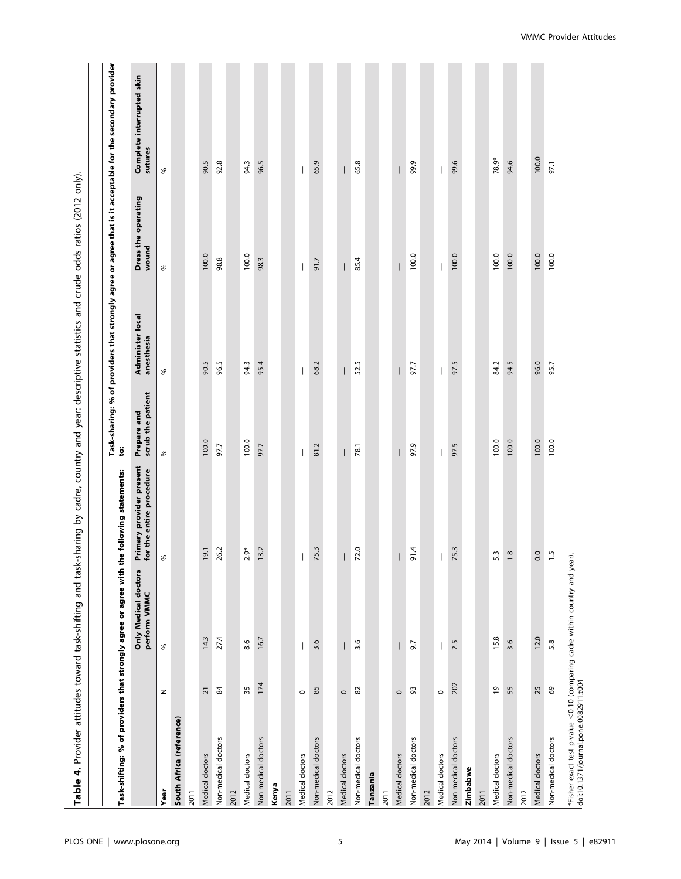**Table 4.** Provider attitudes toward task-shifting and task-sharing by cadre, country and year: descriptive statistics and crude odds ratios (2012 only).

| Task-shifting: % of providers that strongly agree or agree with the following statements: | | | | Task-sharing: % of providers that strongly agree or agree that is it acceptable for the secondary provider to: | | | |
|---|---|---|---|---|---|---|---|
| | | Only Medical doctors perform VMMC | Primary provider present for the entire procedure | Prepare and scrub the patient | Administer local anesthesia | Dress the operating wound | Complete interrupted skin sutures |
| **Year** | N | % | % | % | % | % | % |
| **South Africa (reference)** | | | | | | | |
| 2011 | | | | | | | |
| Medical doctors | 21 | 14.3 | 19.1 | 100.0 | 90.5 | 100.0 | 90.5 |
| Non-medical doctors | 84 | 27.4 | 26.2 | 97.7 | 96.5 | 98.8 | 92.8 |
| 2012 | | | | | | | |
| Medical doctors | 35 | 8.6 | 2.9* | 100.0 | 94.3 | 100.0 | 94.3 |
| Non-medical doctors | 174 | 16.7 | 13.2 | 97.7 | 95.4 | 98.3 | 96.5 |
| **Kenya** | | | | | | | |
| 2011 | | | | | | | |
| Medical doctors | 0 | — | — | — | — | — | — |
| Non-medical doctors | 85 | 3.6 | 75.3 | 81.2 | 68.2 | 91.7 | 65.9 |
| 2012 | | | | | | | |
| Medical doctors | 0 | — | — | — | — | — | — |
| Non-medical doctors | 82 | 3.6 | 72.0 | 78.1 | 52.5 | 85.4 | 65.8 |
| **Tanzania** | | | | | | | |
| 2011 | | | | | | | |
| Medical doctors | 0 | — | — | — | — | — | — |
| Non-medical doctors | 93 | 9.7 | 91.4 | 97.9 | 97.7 | 100.0 | 99.9 |
| 2012 | | | | | | | |
| Medical doctors | 0 | — | — | — | — | — | — |
| Non-medical doctors | 202 | 2.5 | 75.3 | 97.5 | 97.5 | 100.0 | 99.6 |
| **Zimbabwe** | | | | | | | |
| 2011 | | | | | | | |
| Medical doctors | 19 | 15.8 | 5.3 | 100.0 | 84.2 | 100.0 | 78.9* |
| Non-medical doctors | 55 | 3.6 | 1.8 | 100.0 | 94.5 | 100.0 | 94.6 |
| 2012 | | | | | | | |
| Medical doctors | 25 | 12.0 | 0.0 | 100.0 | 96.0 | 100.0 | 100.0 |
| Non-medical doctors | 69 | 5.8 | 1.5 | 100.0 | 95.7 | 100.0 | 97.1 |

*Fisher exact test p-value <0.10 (comparing cadre within country and year).
doi:10.1371/journal.pone.0082911.t004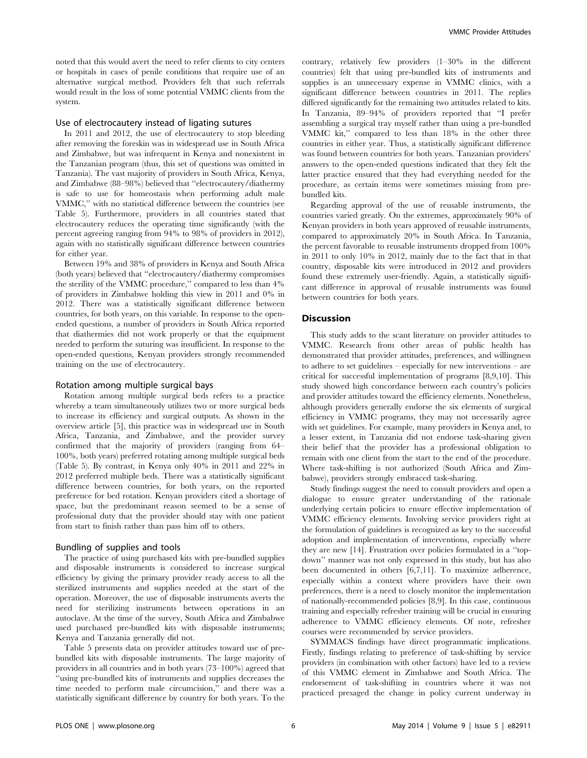noted that this would avert the need to refer clients to city centers or hospitals in cases of penile conditions that require use of an alternative surgical method. Providers felt that such referrals would result in the loss of some potential VMMC clients from the system.

### Use of electrocautery instead of ligating sutures

In 2011 and 2012, the use of electrocautery to stop bleeding after removing the foreskin was in widespread use in South Africa and Zimbabwe, but was infrequent in Kenya and nonexistent in the Tanzanian program (thus, this set of questions was omitted in Tanzania). The vast majority of providers in South Africa, Kenya, and Zimbabwe (88–98%) believed that ''electrocautery/diathermy is safe to use for homeostasis when performing adult male VMMC,'' with no statistical difference between the countries (see Table 5). Furthermore, providers in all countries stated that electrocautery reduces the operating time significantly (with the percent agreeing ranging from 94% to 98% of providers in 2012), again with no statistically significant difference between countries for either year.

Between 19% and 38% of providers in Kenya and South Africa (both years) believed that ''electrocautery/diathermy compromises the sterility of the VMMC procedure,'' compared to less than 4% of providers in Zimbabwe holding this view in 2011 and 0% in 2012. There was a statistically significant difference between countries, for both years, on this variable. In response to the open-ended questions, a number of providers in South Africa reported that diathermies did not work properly or that the equipment needed to perform the suturing was insufficient. In response to the open-ended questions, Kenyan providers strongly recommended training on the use of electrocautery.

### Rotation among multiple surgical bays

Rotation among multiple surgical beds refers to a practice whereby a team simultaneously utilizes two or more surgical beds to increase its efficiency and surgical outputs. As shown in the overview article [5], this practice was in widespread use in South Africa, Tanzania, and Zimbabwe, and the provider survey confirmed that the majority of providers (ranging from 64–100%, both years) preferred rotating among multiple surgical beds (Table 5). By contrast, in Kenya only 40% in 2011 and 22% in 2012 preferred multiple beds. There was a statistically significant difference between countries, for both years, on the reported preference for bed rotation. Kenyan providers cited a shortage of space, but the predominant reason seemed to be a sense of professional duty that the provider should stay with one patient from start to finish rather than pass him off to others.

### Bundling of supplies and tools

The practice of using purchased kits with pre-bundled supplies and disposable instruments is considered to increase surgical efficiency by giving the primary provider ready access to all the sterilized instruments and supplies needed at the start of the operation. Moreover, the use of disposable instruments averts the need for sterilizing instruments between operations in an autoclave. At the time of the survey, South Africa and Zimbabwe used purchased pre-bundled kits with disposable instruments; Kenya and Tanzania generally did not.

Table 5 presents data on provider attitudes toward use of pre-bundled kits with disposable instruments. The large majority of providers in all countries and in both years (73–100%) agreed that ''using pre-bundled kits of instruments and supplies decreases the time needed to perform male circumcision,'' and there was a statistically significant difference by country for both years. To the contrary, relatively few providers (1–30% in the different countries) felt that using pre-bundled kits of instruments and supplies is an unnecessary expense in VMMC clinics, with a significant difference between countries in 2011. The replies differed significantly for the remaining two attitudes related to kits. In Tanzania, 89–94% of providers reported that ''I prefer assembling a surgical tray myself rather than using a pre-bundled VMMC kit,'' compared to less than 18% in the other three countries in either year. Thus, a statistically significant difference was found between countries for both years. Tanzanian providers' answers to the open-ended questions indicated that they felt the latter practice ensured that they had everything needed for the procedure, as certain items were sometimes missing from pre-bundled kits.

Regarding approval of the use of reusable instruments, the countries varied greatly. On the extremes, approximately 90% of Kenyan providers in both years approved of reusable instruments, compared to approximately 20% in South Africa. In Tanzania, the percent favorable to reusable instruments dropped from 100% in 2011 to only 10% in 2012, mainly due to the fact that in that country, disposable kits were introduced in 2012 and providers found these extremely user-friendly. Again, a statistically significant difference in approval of reusable instruments was found between countries for both years.

## Discussion

This study adds to the scant literature on provider attitudes to VMMC. Research from other areas of public health has demonstrated that provider attitudes, preferences, and willingness to adhere to set guidelines – especially for new interventions – are critical for successful implementation of programs [8,9,10]. This study showed high concordance between each country's policies and provider attitudes toward the efficiency elements. Nonetheless, although providers generally endorse the six elements of surgical efficiency in VMMC programs, they may not necessarily agree with set guidelines. For example, many providers in Kenya and, to a lesser extent, in Tanzania did not endorse task-sharing given their belief that the provider has a professional obligation to remain with one client from the start to the end of the procedure. Where task-shifting is not authorized (South Africa and Zimbabwe), providers strongly embraced task-sharing.

Study findings suggest the need to consult providers and open a dialogue to ensure greater understanding of the rationale underlying certain policies to ensure effective implementation of VMMC efficiency elements. Involving service providers right at the formulation of guidelines is recognized as key to the successful adoption and implementation of interventions, especially where they are new [14]. Frustration over policies formulated in a ''top-down'' manner was not only expressed in this study, but has also been documented in others [6,7,11]. To maximize adherence, especially within a context where providers have their own preferences, there is a need to closely monitor the implementation of nationally-recommended policies [8,9]. In this case, continuous training and especially refresher training will be crucial in ensuring adherence to VMMC efficiency elements. Of note, refresher courses were recommended by service providers.

SYMMACS findings have direct programmatic implications. Firstly, findings relating to preference of task-shifting by service providers (in combination with other factors) have led to a review of this VMMC element in Zimbabwe and South Africa. The endorsement of task-shifting in countries where it was not practiced presaged the change in policy current underway in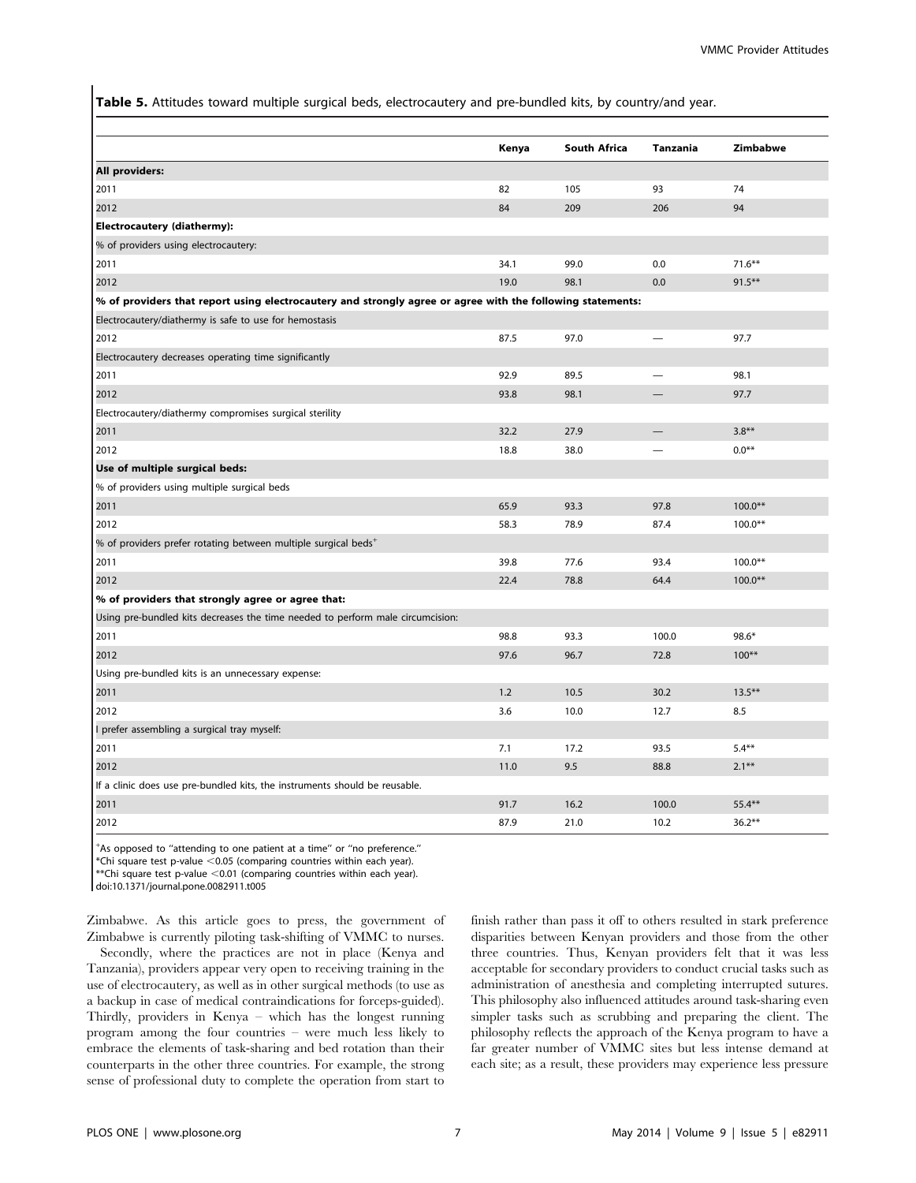**Table 5.** Attitudes toward multiple surgical beds, electrocautery and pre-bundled kits, by country/and year.

| | Kenya | South Africa | Tanzania | Zimbabwe |
|---|---|---|---|---|
| **All providers:** | | | | |
| 2011 | 82 | 105 | 93 | 74 |
| 2012 | 84 | 209 | 206 | 94 |
| **Electrocautery (diathermy):** | | | | |
| % of providers using electrocautery: | | | | |
| 2011 | 34.1 | 99.0 | 0.0 | 71.6** |
| 2012 | 19.0 | 98.1 | 0.0 | 91.5** |
| **% of providers that report using electrocautery and strongly agree or agree with the following statements:** | | | | |
| Electrocautery/diathermy is safe to use for hemostasis | | | | |
| 2012 | 87.5 | 97.0 | — | 97.7 |
| Electrocautery decreases operating time significantly | | | | |
| 2011 | 92.9 | 89.5 | — | 98.1 |
| 2012 | 93.8 | 98.1 | — | 97.7 |
| Electrocautery/diathermy compromises surgical sterility | | | | |
| 2011 | 32.2 | 27.9 | — | 3.8** |
| 2012 | 18.8 | 38.0 | — | 0.0** |
| **Use of multiple surgical beds:** | | | | |
| % of providers using multiple surgical beds | | | | |
| 2011 | 65.9 | 93.3 | 97.8 | 100.0** |
| 2012 | 58.3 | 78.9 | 87.4 | 100.0** |
| % of providers prefer rotating between multiple surgical beds[+] | | | | |
| 2011 | 39.8 | 77.6 | 93.4 | 100.0** |
| 2012 | 22.4 | 78.8 | 64.4 | 100.0** |
| **% of providers that strongly agree or agree that:** | | | | |
| Using pre-bundled kits decreases the time needed to perform male circumcision: | | | | |
| 2011 | 98.8 | 93.3 | 100.0 | 98.6* |
| 2012 | 97.6 | 96.7 | 72.8 | 100** |
| Using pre-bundled kits is an unnecessary expense: | | | | |
| 2011 | 1.2 | 10.5 | 30.2 | 13.5** |
| 2012 | 3.6 | 10.0 | 12.7 | 8.5 |
| I prefer assembling a surgical tray myself: | | | | |
| 2011 | 7.1 | 17.2 | 93.5 | 5.4** |
| 2012 | 11.0 | 9.5 | 88.8 | 2.1** |
| If a clinic does use pre-bundled kits, the instruments should be reusable. | | | | |
| 2011 | 91.7 | 16.2 | 100.0 | 55.4** |
| 2012 | 87.9 | 21.0 | 10.2 | 36.2** |

[+]As opposed to "attending to one patient at a time" or "no preference."
*Chi square test p-value $<0.05$ (comparing countries within each year).
**Chi square test p-value $<0.01$ (comparing countries within each year).
doi:10.1371/journal.pone.0082911.t005

Zimbabwe. As this article goes to press, the government of Zimbabwe is currently piloting task-shifting of VMMC to nurses.

Secondly, where the practices are not in place (Kenya and Tanzania), providers appear very open to receiving training in the use of electrocautery, as well as in other surgical methods (to use as a backup in case of medical contraindications for forceps-guided). Thirdly, providers in Kenya – which has the longest running program among the four countries – were much less likely to embrace the elements of task-sharing and bed rotation than their counterparts in the other three countries. For example, the strong sense of professional duty to complete the operation from start to finish rather than pass it off to others resulted in stark preference disparities between Kenyan providers and those from the other three countries. Thus, Kenyan providers felt that it was less acceptable for secondary providers to conduct crucial tasks such as administration of anesthesia and completing interrupted sutures. This philosophy also influenced attitudes around task-sharing even simpler tasks such as scrubbing and preparing the client. The philosophy reflects the approach of the Kenya program to have a far greater number of VMMC sites but less intense demand at each site; as a result, these providers may experience less pressure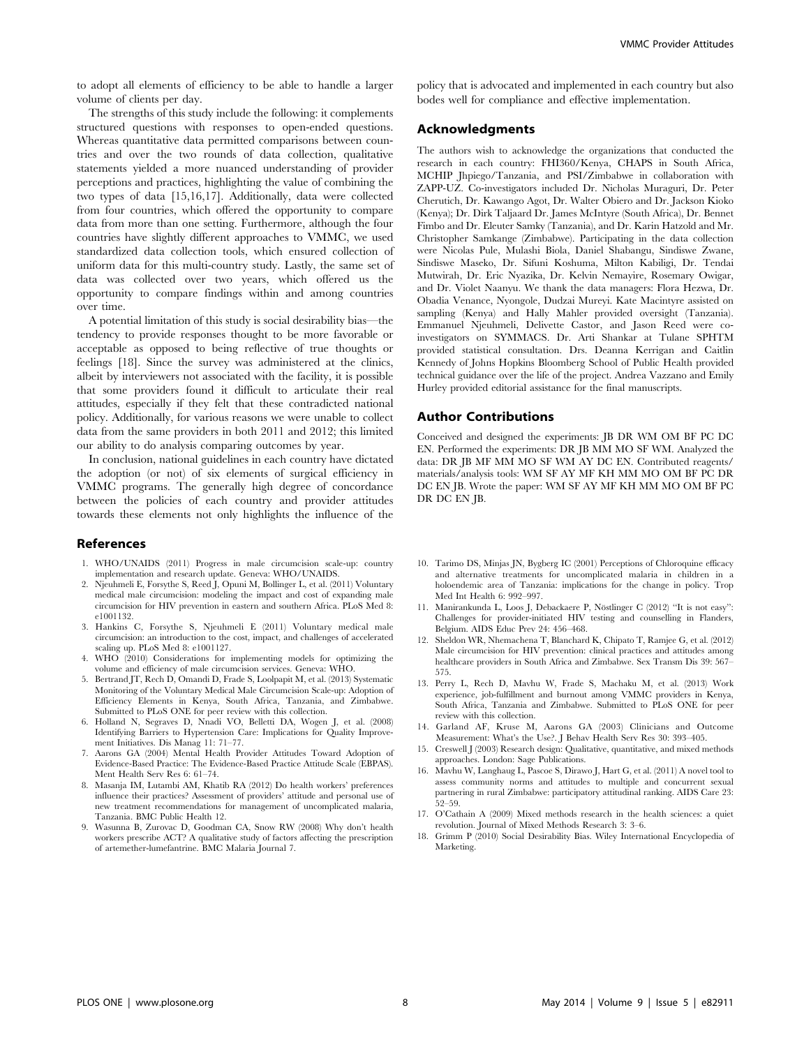to adopt all elements of efficiency to be able to handle a larger volume of clients per day.

The strengths of this study include the following: it complements structured questions with responses to open-ended questions. Whereas quantitative data permitted comparisons between countries and over the two rounds of data collection, qualitative statements yielded a more nuanced understanding of provider perceptions and practices, highlighting the value of combining the two types of data [15,16,17]. Additionally, data were collected from four countries, which offered the opportunity to compare data from more than one setting. Furthermore, although the four countries have slightly different approaches to VMMC, we used standardized data collection tools, which ensured collection of uniform data for this multi-country study. Lastly, the same set of data was collected over two years, which offered us the opportunity to compare findings within and among countries over time.

A potential limitation of this study is social desirability bias—the tendency to provide responses thought to be more favorable or acceptable as opposed to being reflective of true thoughts or feelings [18]. Since the survey was administered at the clinics, albeit by interviewers not associated with the facility, it is possible that some providers found it difficult to articulate their real attitudes, especially if they felt that these contradicted national policy. Additionally, for various reasons we were unable to collect data from the same providers in both 2011 and 2012; this limited our ability to do analysis comparing outcomes by year.

In conclusion, national guidelines in each country have dictated the adoption (or not) of six elements of surgical efficiency in VMMC programs. The generally high degree of concordance between the policies of each country and provider attitudes towards these elements not only highlights the influence of the policy that is advocated and implemented in each country but also bodes well for compliance and effective implementation.

## Acknowledgments

The authors wish to acknowledge the organizations that conducted the research in each country: FHI360/Kenya, CHAPS in South Africa, MCHIP Jhpiego/Tanzania, and PSI/Zimbabwe in collaboration with ZAPP-UZ. Co-investigators included Dr. Nicholas Muraguri, Dr. Peter Cherutich, Dr. Kawango Agot, Dr. Walter Obiero and Dr. Jackson Kioko (Kenya); Dr. Dirk Taljaard Dr. James McIntyre (South Africa), Dr. Bennet Fimbo and Dr. Eleuter Samky (Tanzania), and Dr. Karin Hatzold and Mr. Christopher Samkange (Zimbabwe). Participating in the data collection were Nicolas Pule, Mulashi Biola, Daniel Shabangu, Sindiswe Zwane, Sindiswe Maseko, Dr. Sifuni Koshuma, Milton Kabiligi, Dr. Tendai Mutwirah, Dr. Eric Nyazika, Dr. Kelvin Nemayire, Rosemary Owigar, and Dr. Violet Naanyu. We thank the data managers: Flora Hezwa, Dr. Obadia Venance, Nyongole, Dudzai Mureyi. Kate Macintyre assisted on sampling (Kenya) and Hally Mahler provided oversight (Tanzania). Emmanuel Njeuhmeli, Delivette Castor, and Jason Reed were co-investigators on SYMMACS. Dr. Arti Shankar at Tulane SPHTM provided statistical consultation. Drs. Deanna Kerrigan and Caitlin Kennedy of Johns Hopkins Bloomberg School of Public Health provided technical guidance over the life of the project. Andrea Vazzano and Emily Hurley provided editorial assistance for the final manuscripts.

## Author Contributions

Conceived and designed the experiments: JB DR WM OM BF PC DC EN. Performed the experiments: DR JB MM MO SF WM. Analyzed the data: DR JB MF MM MO SF WM AY DC EN. Contributed reagents/materials/analysis tools: WM SF AY MF KH MM MO OM BF PC DR DC EN JB. Wrote the paper: WM SF AY MF KH MM MO OM BF PC DR DC EN JB.

## References

1. WHO/UNAIDS (2011) Progress in male circumcision scale-up: country implementation and research update. Geneva: WHO/UNAIDS.
2. Njeuhmeli E, Forsythe S, Reed J, Opuni M, Bollinger L, et al. (2011) Voluntary medical male circumcision: modeling the impact and cost of expanding male circumcision for HIV prevention in eastern and southern Africa. PLoS Med 8: e1001132.
3. Hankins C, Forsythe S, Njeuhmeli E (2011) Voluntary medical male circumcision: an introduction to the cost, impact, and challenges of accelerated scaling up. PLoS Med 8: e1001127.
4. WHO (2010) Considerations for implementing models for optimizing the volume and efficiency of male circumcision services. Geneva: WHO.
5. Bertrand JT, Rech D, Omandi D, Frade S, Loolpapit M, et al. (2013) Systematic Monitoring of the Voluntary Medical Male Circumcision Scale-up: Adoption of Efficiency Elements in Kenya, South Africa, Tanzania, and Zimbabwe. Submitted to PLoS ONE for peer review with this collection.
6. Holland N, Segraves D, Nnadi VO, Belletti DA, Wogen J, et al. (2008) Identifying Barriers to Hypertension Care: Implications for Quality Improvement Initiatives. Dis Manag 11: 71–77.
7. Aarons GA (2004) Mental Health Provider Attitudes Toward Adoption of Evidence-Based Practice: The Evidence-Based Practice Attitude Scale (EBPAS). Ment Health Serv Res 6: 61–74.
8. Masanja IM, Lutambi AM, Khatib RA (2012) Do health workers' preferences influence their practices? Assessment of providers' attitude and personal use of new treatment recommendations for management of uncomplicated malaria, Tanzania. BMC Public Health 12.
9. Wasunna B, Zurovac D, Goodman CA, Snow RW (2008) Why don't health workers prescribe ACT? A qualitative study of factors affecting the prescription of artemether-lumefantrine. BMC Malaria Journal 7.
10. Tarimo DS, Minjas JN, Bygberg IC (2001) Perceptions of Chloroquine efficacy and alternative treatments for uncomplicated malaria in children in a holoendemic area of Tanzania: implications for the change in policy. Trop Med Int Health 6: 992–997.
11. Manirankunda L, Loos J, Debackaere P, Nöstlinger C (2012) "It is not easy": Challenges for provider-initiated HIV testing and counselling in Flanders, Belgium. AIDS Educ Prev 24: 456–468.
12. Sheldon WR, Nhemachena T, Blanchard K, Chipato T, Ramjee G, et al. (2012) Male circumcision for HIV prevention: clinical practices and attitudes among healthcare providers in South Africa and Zimbabwe. Sex Transm Dis 39: 567–575.
13. Perry L, Rech D, Mavhu W, Frade S, Machaku M, et al. (2013) Work experience, job-fulfillment and burnout among VMMC providers in Kenya, South Africa, Tanzania and Zimbabwe. Submitted to PLoS ONE for peer review with this collection.
14. Garland AF, Kruse M, Aarons GA (2003) Clinicians and Outcome Measurement: What's the Use?. J Behav Health Serv Res 30: 393–405.
15. Creswell J (2003) Research design: Qualitative, quantitative, and mixed methods approaches. London: Sage Publications.
16. Mavhu W, Langhaug L, Pascoe S, Dirawo J, Hart G, et al. (2011) A novel tool to assess community norms and attitudes to multiple and concurrent sexual partnering in rural Zimbabwe: participatory attitudinal ranking. AIDS Care 23: 52–59.
17. O'Cathain A (2009) Mixed methods research in the health sciences: a quiet revolution. Journal of Mixed Methods Research 3: 3–6.
18. Grimm P (2010) Social Desirability Bias. Wiley International Encyclopedia of Marketing.